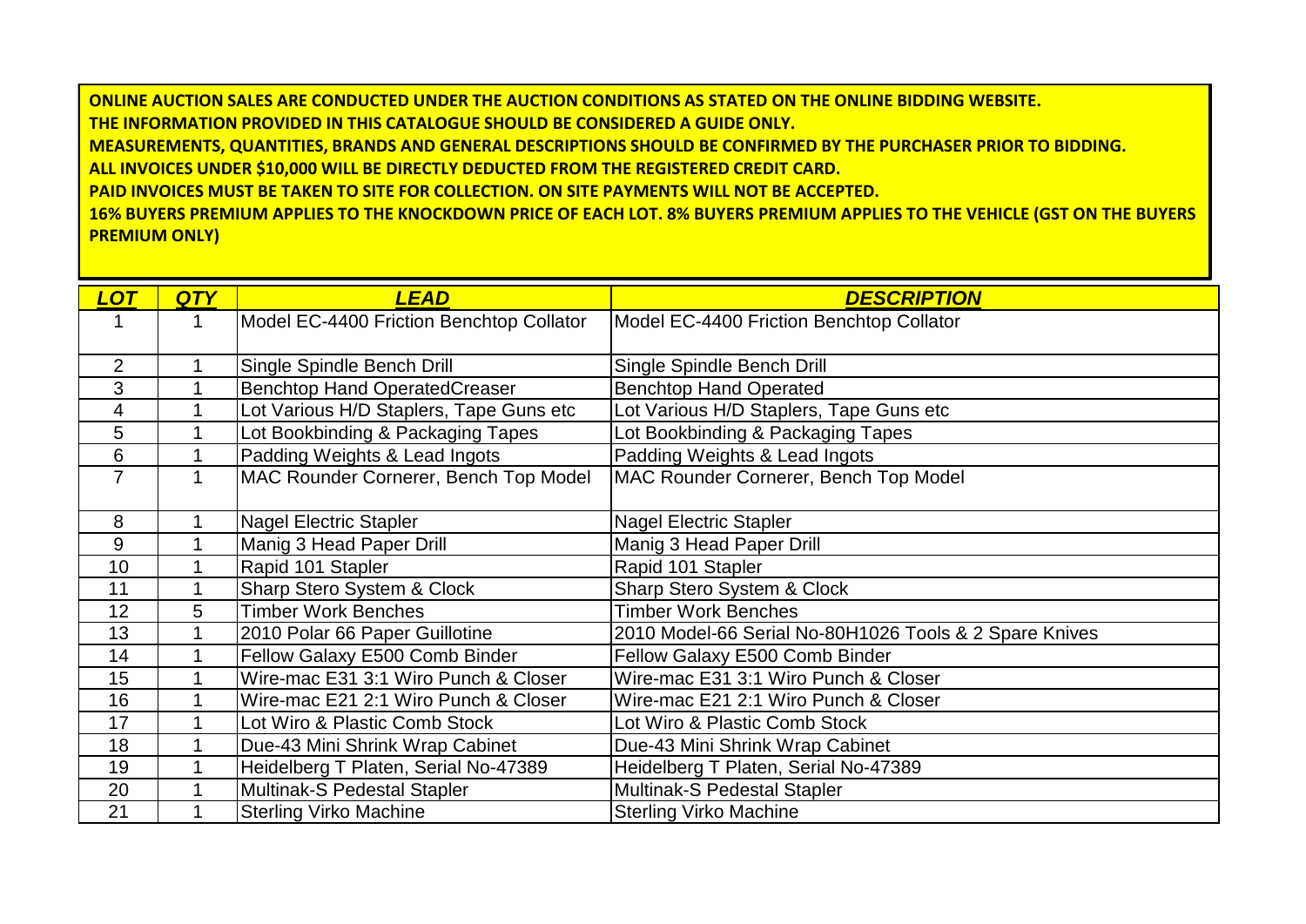**ONLINE AUCTION SALES ARE CONDUCTED UNDER THE AUCTION CONDITIONS AS STATED ON THE ONLINE BIDDING WEBSITE.**
**THE INFORMATION PROVIDED IN THIS CATALOGUE SHOULD BE CONSIDERED A GUIDE ONLY.**
**MEASUREMENTS, QUANTITIES, BRANDS AND GENERAL DESCRIPTIONS SHOULD BE CONFIRMED BY THE PURCHASER PRIOR TO BIDDING.**
**ALL INVOICES UNDER $10,000 WILL BE DIRECTLY DEDUCTED FROM THE REGISTERED CREDIT CARD.**
**PAID INVOICES MUST BE TAKEN TO SITE FOR COLLECTION. ON SITE PAYMENTS WILL NOT BE ACCEPTED.**
**16% BUYERS PREMIUM APPLIES TO THE KNOCKDOWN PRICE OF EACH LOT. 8% BUYERS PREMIUM APPLIES TO THE VEHICLE (GST ON THE BUYERS PREMIUM ONLY)**

| ***LOT*** | ***QTY*** | ***LEAD*** | ***DESCRIPTION*** |
|---|---|---|---|
| 1 | 1 | Model EC-4400 Friction Benchtop Collator | Model EC-4400 Friction Benchtop Collator |
| 2 | 1 | Single Spindle Bench Drill | Single Spindle Bench Drill |
| 3 | 1 | Benchtop Hand OperatedCreaser | Benchtop Hand Operated |
| 4 | 1 | Lot Various H/D Staplers, Tape Guns etc | Lot Various H/D Staplers, Tape Guns etc |
| 5 | 1 | Lot Bookbinding & Packaging Tapes | Lot Bookbinding & Packaging Tapes |
| 6 | 1 | Padding Weights & Lead Ingots | Padding Weights & Lead Ingots |
| 7 | 1 | MAC Rounder Cornerer, Bench Top Model | MAC Rounder Cornerer, Bench Top Model |
| 8 | 1 | Nagel Electric Stapler | Nagel Electric Stapler |
| 9 | 1 | Manig 3 Head Paper Drill | Manig 3 Head Paper Drill |
| 10 | 1 | Rapid 101 Stapler | Rapid 101 Stapler |
| 11 | 1 | Sharp Stero System & Clock | Sharp Stero System & Clock |
| 12 | 5 | Timber Work Benches | Timber Work Benches |
| 13 | 1 | 2010 Polar 66 Paper Guillotine | 2010 Model-66 Serial No-80H1026 Tools & 2 Spare Knives |
| 14 | 1 | Fellow Galaxy E500 Comb Binder | Fellow Galaxy E500 Comb Binder |
| 15 | 1 | Wire-mac E31 3:1 Wiro Punch & Closer | Wire-mac E31 3:1 Wiro Punch & Closer |
| 16 | 1 | Wire-mac E21 2:1 Wiro Punch & Closer | Wire-mac E21 2:1 Wiro Punch & Closer |
| 17 | 1 | Lot Wiro & Plastic Comb Stock | Lot Wiro & Plastic Comb Stock |
| 18 | 1 | Due-43 Mini Shrink Wrap Cabinet | Due-43 Mini Shrink Wrap Cabinet |
| 19 | 1 | Heidelberg T Platen, Serial No-47389 | Heidelberg T Platen, Serial No-47389 |
| 20 | 1 | Multinak-S Pedestal Stapler | Multinak-S Pedestal Stapler |
| 21 | 1 | Sterling Virko Machine | Sterling Virko Machine |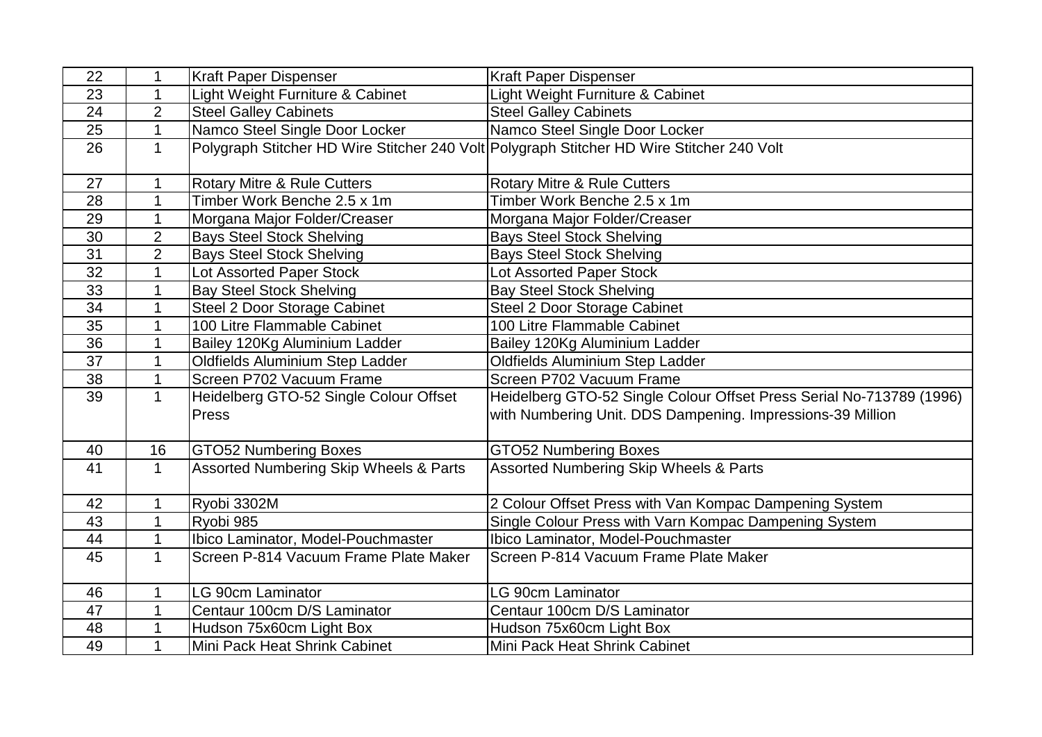| 22 | 1 | Kraft Paper Dispenser | Kraft Paper Dispenser |
|---|---|---|---|
| 23 | 1 | Light Weight Furniture & Cabinet | Light Weight Furniture & Cabinet |
| 24 | 2 | Steel Galley Cabinets | Steel Galley Cabinets |
| 25 | 1 | Namco Steel Single Door Locker | Namco Steel Single Door Locker |
| 26 | 1 | Polygraph Stitcher HD Wire Stitcher 240 Volt | Polygraph Stitcher HD Wire Stitcher 240 Volt |
| 27 | 1 | Rotary Mitre & Rule Cutters | Rotary Mitre & Rule Cutters |
| 28 | 1 | Timber Work Benche 2.5 x 1m | Timber Work Benche 2.5 x 1m |
| 29 | 1 | Morgana Major Folder/Creaser | Morgana Major Folder/Creaser |
| 30 | 2 | Bays Steel Stock Shelving | Bays Steel Stock Shelving |
| 31 | 2 | Bays Steel Stock Shelving | Bays Steel Stock Shelving |
| 32 | 1 | Lot Assorted Paper Stock | Lot Assorted Paper Stock |
| 33 | 1 | Bay Steel Stock Shelving | Bay Steel Stock Shelving |
| 34 | 1 | Steel 2 Door Storage Cabinet | Steel 2 Door Storage Cabinet |
| 35 | 1 | 100 Litre Flammable Cabinet | 100 Litre Flammable Cabinet |
| 36 | 1 | Bailey 120Kg Aluminium Ladder | Bailey 120Kg Aluminium Ladder |
| 37 | 1 | Oldfields Aluminium Step Ladder | Oldfields Aluminium Step Ladder |
| 38 | 1 | Screen P702 Vacuum Frame | Screen P702 Vacuum Frame |
| 39 | 1 | Heidelberg GTO-52 Single Colour Offset Press | Heidelberg GTO-52 Single Colour Offset Press Serial No-713789 (1996) with Numbering Unit. DDS Dampening. Impressions-39 Million |
| 40 | 16 | GTO52 Numbering Boxes | GTO52 Numbering Boxes |
| 41 | 1 | Assorted Numbering Skip Wheels & Parts | Assorted Numbering Skip Wheels & Parts |
| 42 | 1 | Ryobi 3302M | 2 Colour Offset Press with Van Kompac Dampening System |
| 43 | 1 | Ryobi 985 | Single Colour Press with Varn Kompac Dampening System |
| 44 | 1 | Ibico Laminator, Model-Pouchmaster | Ibico Laminator, Model-Pouchmaster |
| 45 | 1 | Screen P-814 Vacuum Frame Plate Maker | Screen P-814 Vacuum Frame Plate Maker |
| 46 | 1 | LG 90cm Laminator | LG 90cm Laminator |
| 47 | 1 | Centaur 100cm D/S Laminator | Centaur 100cm D/S Laminator |
| 48 | 1 | Hudson 75x60cm Light Box | Hudson 75x60cm Light Box |
| 49 | 1 | Mini Pack Heat Shrink Cabinet | Mini Pack Heat Shrink Cabinet |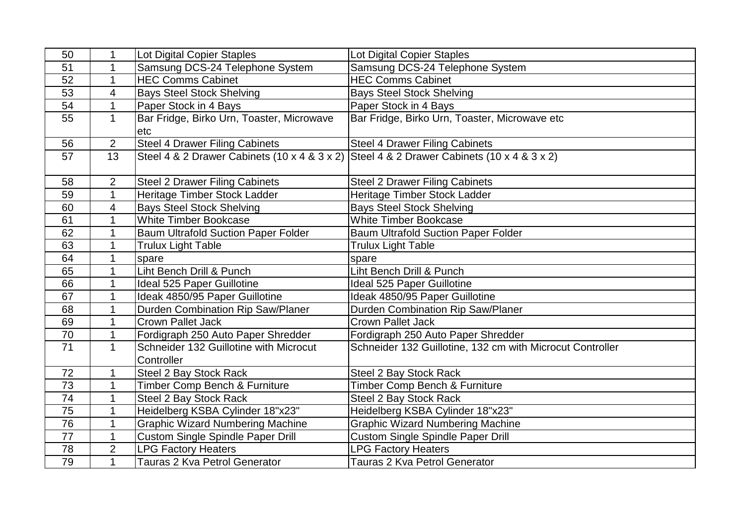| 50 | 1 | Lot Digital Copier Staples | Lot Digital Copier Staples |
|---|---|---|---|
| 51 | 1 | Samsung DCS-24 Telephone System | Samsung DCS-24 Telephone System |
| 52 | 1 | HEC Comms Cabinet | HEC Comms Cabinet |
| 53 | 4 | Bays Steel Stock Shelving | Bays Steel Stock Shelving |
| 54 | 1 | Paper Stock in 4 Bays | Paper Stock in 4 Bays |
| 55 | 1 | Bar Fridge, Birko Urn, Toaster, Microwave etc | Bar Fridge, Birko Urn, Toaster, Microwave etc |
| 56 | 2 | Steel 4 Drawer Filing Cabinets | Steel 4 Drawer Filing Cabinets |
| 57 | 13 | Steel 4 & 2 Drawer Cabinets (10 x 4 & 3 x 2) | Steel 4 & 2 Drawer Cabinets (10 x 4 & 3 x 2) |
| 58 | 2 | Steel 2 Drawer Filing Cabinets | Steel 2 Drawer Filing Cabinets |
| 59 | 1 | Heritage Timber Stock Ladder | Heritage Timber Stock Ladder |
| 60 | 4 | Bays Steel Stock Shelving | Bays Steel Stock Shelving |
| 61 | 1 | White Timber Bookcase | White Timber Bookcase |
| 62 | 1 | Baum Ultrafold Suction Paper Folder | Baum Ultrafold Suction Paper Folder |
| 63 | 1 | Trulux Light Table | Trulux Light Table |
| 64 | 1 | spare | spare |
| 65 | 1 | Liht Bench Drill & Punch | Liht Bench Drill & Punch |
| 66 | 1 | Ideal 525 Paper Guillotine | Ideal 525 Paper Guillotine |
| 67 | 1 | Ideak 4850/95 Paper Guillotine | Ideak 4850/95 Paper Guillotine |
| 68 | 1 | Durden Combination Rip Saw/Planer | Durden Combination Rip Saw/Planer |
| 69 | 1 | Crown Pallet Jack | Crown Pallet Jack |
| 70 | 1 | Fordigraph 250 Auto Paper Shredder | Fordigraph 250 Auto Paper Shredder |
| 71 | 1 | Schneider 132 Guillotine with Microcut Controller | Schneider 132 Guillotine, 132 cm with Microcut Controller |
| 72 | 1 | Steel 2 Bay Stock Rack | Steel 2 Bay Stock Rack |
| 73 | 1 | Timber Comp Bench & Furniture | Timber Comp Bench & Furniture |
| 74 | 1 | Steel 2 Bay Stock Rack | Steel 2 Bay Stock Rack |
| 75 | 1 | Heidelberg KSBA Cylinder 18"x23" | Heidelberg KSBA Cylinder 18"x23" |
| 76 | 1 | Graphic Wizard Numbering Machine | Graphic Wizard Numbering Machine |
| 77 | 1 | Custom Single Spindle Paper Drill | Custom Single Spindle Paper Drill |
| 78 | 2 | LPG Factory Heaters | LPG Factory Heaters |
| 79 | 1 | Tauras 2 Kva Petrol Generator | Tauras 2 Kva Petrol Generator |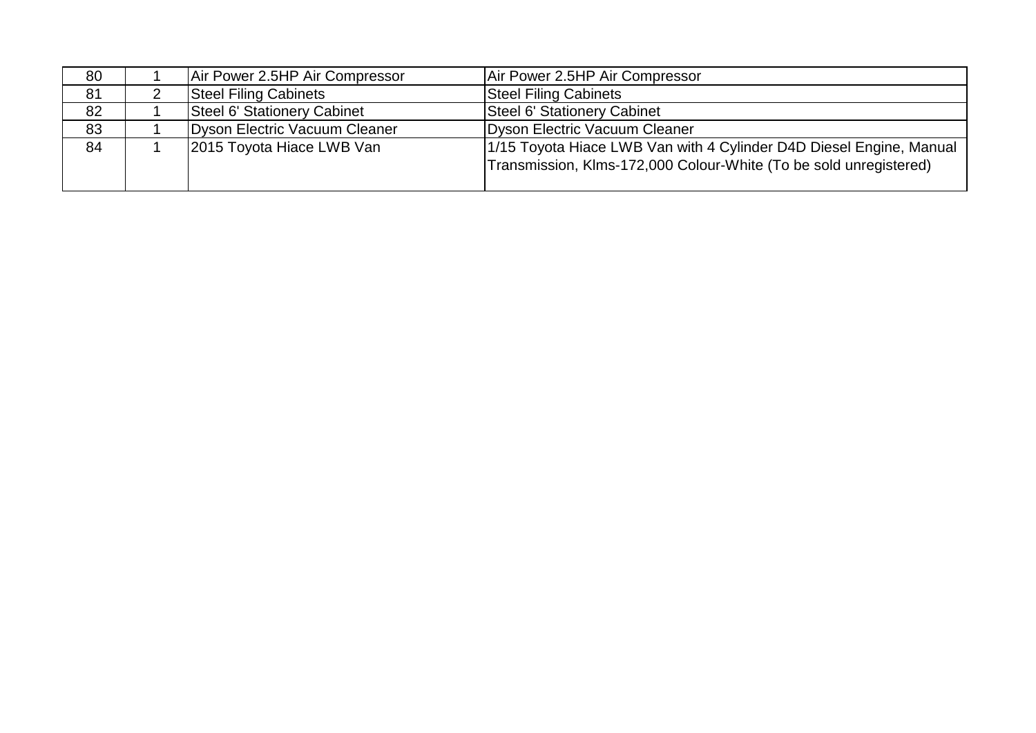| | | | |
|---|---|---|---|
| 80 | 1 | Air Power 2.5HP Air Compressor | Air Power 2.5HP Air Compressor |
| 81 | 2 | Steel Filing Cabinets | Steel Filing Cabinets |
| 82 | 1 | Steel 6' Stationery Cabinet | Steel 6' Stationery Cabinet |
| 83 | 1 | Dyson Electric Vacuum Cleaner | Dyson Electric Vacuum Cleaner |
| 84 | 1 | 2015 Toyota Hiace LWB Van | 1/15 Toyota Hiace LWB Van with 4 Cylinder D4D Diesel Engine, Manual Transmission, Klms-172,000 Colour-White (To be sold unregistered) |